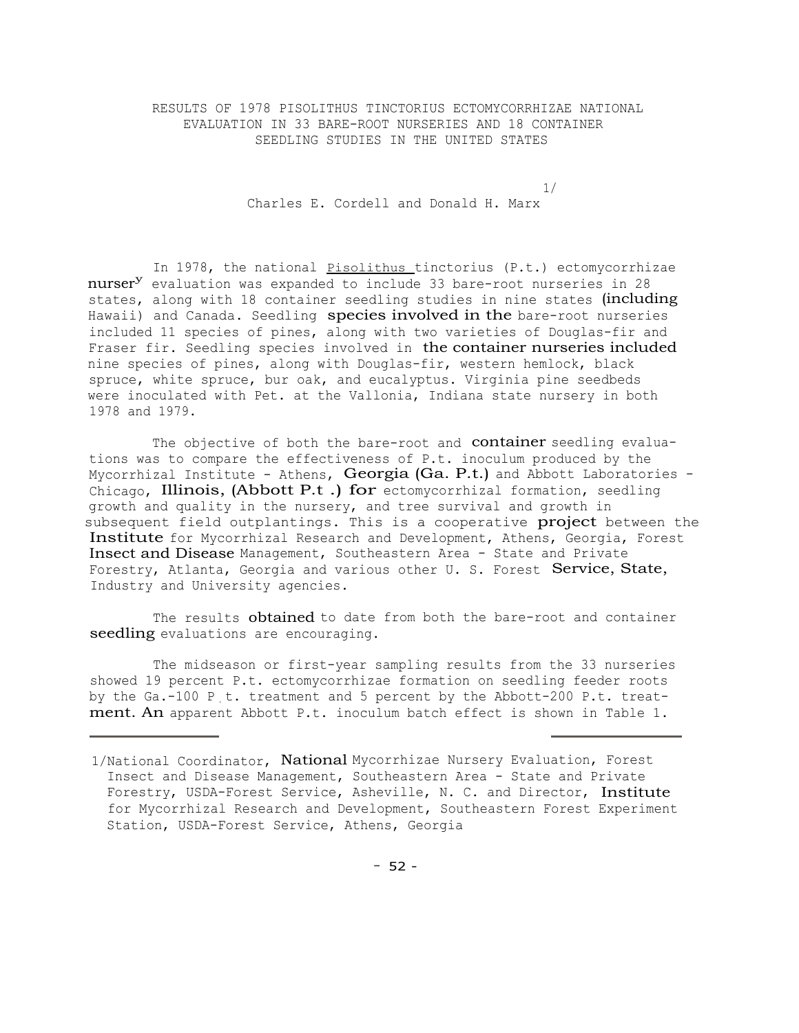# RESULTS OF 1978 PISOLITHUS TINCTORIUS ECTOMYCORRHIZAE NATIONAL EVALUATION IN 33 BARE-ROOT NURSERIES AND 18 CONTAINER SEEDLING STUDIES IN THE UNITED STATES

Charles E. Cordell and Donald H. Marx[1]

In 1978, the national _Pisolithus_ tinctorius (P.t.) ectomycorrhizae nursery evaluation was expanded to include 33 bare-root nurseries in 28 states, along with 18 container seedling studies in nine states (including Hawaii) and Canada. Seedling species involved in the bare-root nurseries included 11 species of pines, along with two varieties of Douglas-fir and Fraser fir. Seedling species involved in the container nurseries included nine species of pines, along with Douglas-fir, western hemlock, black spruce, white spruce, bur oak, and eucalyptus. Virginia pine seedbeds were inoculated with Pet. at the Vallonia, Indiana state nursery in both 1978 and 1979.

The objective of both the bare-root and container seedling evaluations was to compare the effectiveness of P.t. inoculum produced by the Mycorrhizal Institute - Athens, Georgia (Ga. P.t.) and Abbott Laboratories - Chicago, Illinois, (Abbott P.t .) for ectomycorrhizal formation, seedling growth and quality in the nursery, and tree survival and growth in subsequent field outplantings. This is a cooperative project between the Institute for Mycorrhizal Research and Development, Athens, Georgia, Forest Insect and Disease Management, Southeastern Area - State and Private Forestry, Atlanta, Georgia and various other U. S. Forest Service, State, Industry and University agencies.

The results obtained to date from both the bare-root and container seedling evaluations are encouraging.

The midseason or first-year sampling results from the 33 nurseries showed 19 percent P.t. ectomycorrhizae formation on seedling feeder roots by the Ga.-100 P.t. treatment and 5 percent by the Abbott-200 P.t. treatment. An apparent Abbott P.t. inoculum batch effect is shown in Table 1.

---

[1] National Coordinator, National Mycorrhizae Nursery Evaluation, Forest Insect and Disease Management, Southeastern Area - State and Private Forestry, USDA-Forest Service, Asheville, N. C. and Director, Institute for Mycorrhizal Research and Development, Southeastern Forest Experiment Station, USDA-Forest Service, Athens, Georgia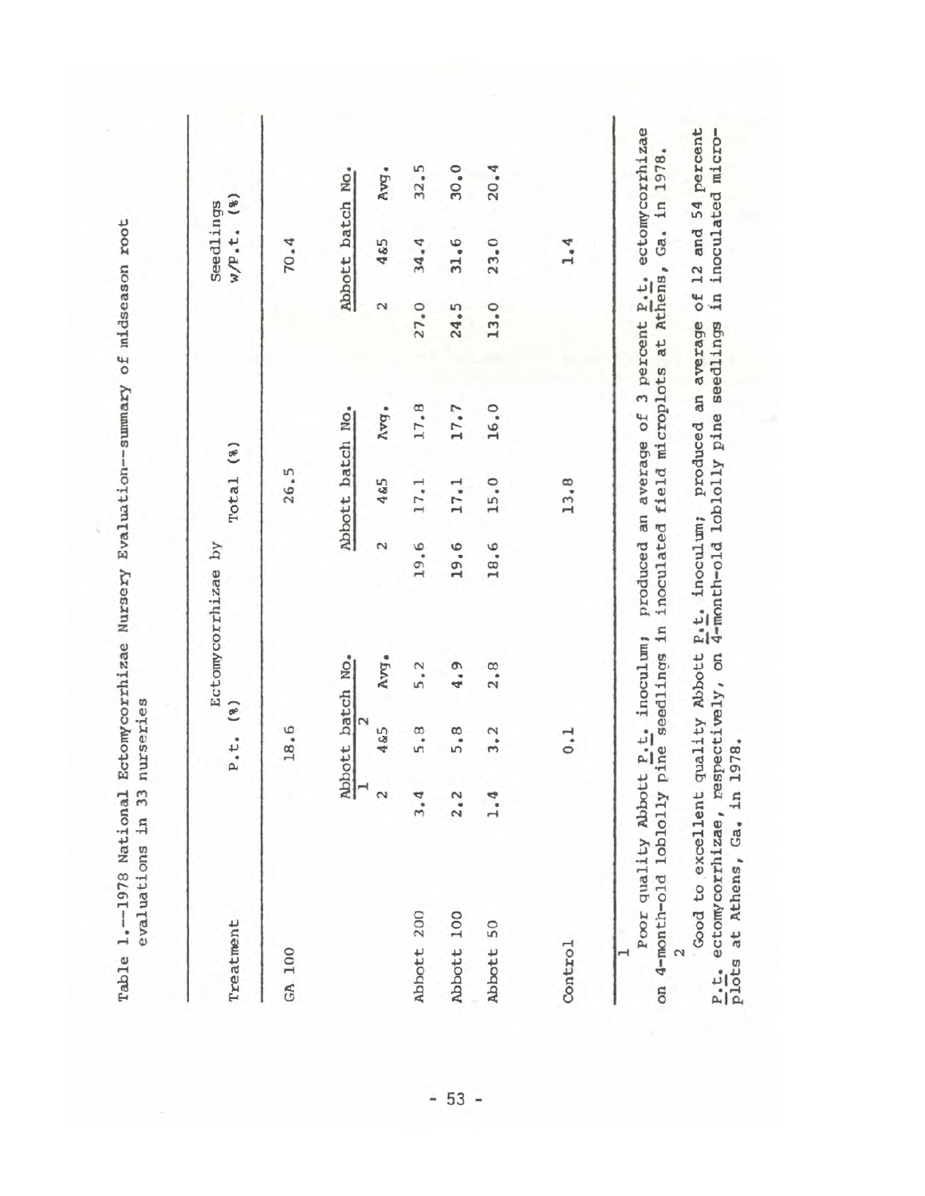Table 1.--1978 National Ectomycorrhizae Nursery Evaluation--summary of midseason root evaluations in 33 nurseries

| Treatment | Ectomycorrhizae by P.t. (%) | | | Total (%) | | | Seedlings w/P.t. (%) | | |
|---|---|---|---|---|---|---|---|---|---|
| GA 100 | 18.6 | | | 26.5 | | | 70.4 | | |
| | Abbott batch No. | | | Abbott batch No. | | | Abbott batch No. | | |
| | 2[1] | 4&5[2] | Avg. | 2 | 4&5 | Avg. | 2 | 4&5 | Avg. |
| Abbott 200 | 3.4 | 5.8 | 5.2 | 19.6 | 17.1 | 17.8 | 27.0 | 34.4 | 32.5 |
| Abbott 100 | 2.2 | 5.8 | 4.9 | 19.6 | 17.1 | 17.7 | 24.5 | 31.6 | 30.0 |
| Abbott 50 | 1.4 | 3.2 | 2.8 | 18.6 | 15.0 | 16.0 | 13.0 | 23.0 | 20.4 |
| Control | 0.1 | | | 13.8 | | | 1.4 | | |

[1] Poor quality Abbott *P.t.* inoculum; produced an average of 3 percent *P.t.* ectomycorrhizae on 4-month-old loblolly pine seedlings in inoculated field microplots at Athens, Ga. in 1978.

[2] Good to excellent quality Abbott *P.t.* inoculum; produced an average of 12 and 54 percent *P.t.* ectomycorrhizae, respectively, on 4-month-old loblolly pine seedlings in inoculated microplots at Athens, Ga. in 1978.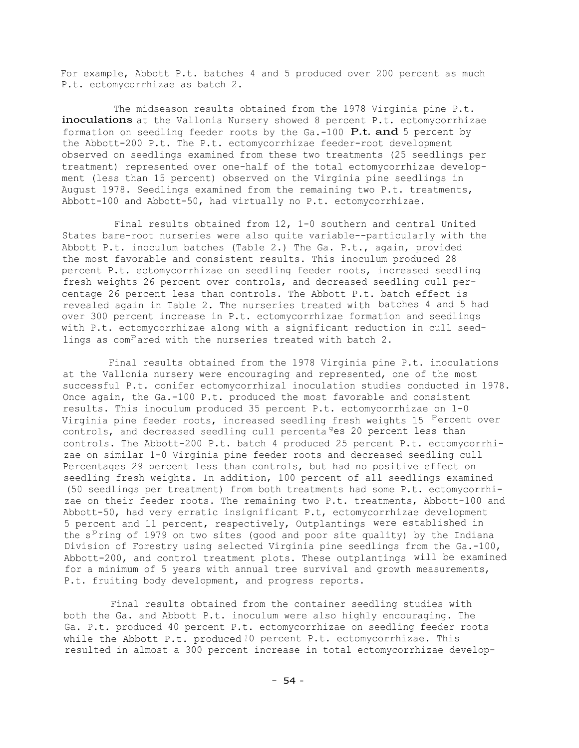For example, Abbott P.t. batches 4 and 5 produced over 200 percent as much P.t. ectomycorrhizae as batch 2.

The midseason results obtained from the 1978 Virginia pine P.t. inoculations at the Vallonia Nursery showed 8 percent P.t. ectomycorrhizae formation on seedling feeder roots by the Ga.-100 P.t. and 5 percent by the Abbott-200 P.t. The P.t. ectomycorrhizae feeder-root development observed on seedlings examined from these two treatments (25 seedlings per treatment) represented over one-half of the total ectomycorrhizae development (less than 15 percent) observed on the Virginia pine seedlings in August 1978. Seedlings examined from the remaining two P.t. treatments, Abbott-100 and Abbott-50, had virtually no P.t. ectomycorrhizae.

Final results obtained from 12, 1-0 southern and central United States bare-root nurseries were also quite variable--particularly with the Abbott P.t. inoculum batches (Table 2.) The Ga. P.t., again, provided the most favorable and consistent results. This inoculum produced 28 percent P.t. ectomycorrhizae on seedling feeder roots, increased seedling fresh weights 26 percent over controls, and decreased seedling cull percentage 26 percent less than controls. The Abbott P.t. batch effect is revealed again in Table 2. The nurseries treated with batches 4 and 5 had over 300 percent increase in P.t. ectomycorrhizae formation and seedlings with P.t. ectomycorrhizae along with a significant reduction in cull seedlings as compared with the nurseries treated with batch 2.

Final results obtained from the 1978 Virginia pine P.t. inoculations at the Vallonia nursery were encouraging and represented, one of the most successful P.t. conifer ectomycorrhizal inoculation studies conducted in 1978. Once again, the Ga.-100 P.t. produced the most favorable and consistent results. This inoculum produced 35 percent P.t. ectomycorrhizae on 1-0 Virginia pine feeder roots, increased seedling fresh weights 15 percent over controls, and decreased seedling cull percentages 20 percent less than controls. The Abbott-200 P.t. batch 4 produced 25 percent P.t. ectomycorrhizae on similar 1-0 Virginia pine feeder roots and decreased seedling cull Percentages 29 percent less than controls, but had no positive effect on seedling fresh weights. In addition, 100 percent of all seedlings examined (50 seedlings per treatment) from both treatments had some P.t. ectomycorrhizae on their feeder roots. The remaining two P.t. treatments, Abbott-100 and Abbott-50, had very erratic insignificant P.t, ectomycorrhizae development 5 percent and 11 percent, respectively, Outplantings were established in the spring of 1979 on two sites (good and poor site quality) by the Indiana Division of Forestry using selected Virginia pine seedlings from the Ga.-100, Abbott-200, and control treatment plots. These outplantings will be examined for a minimum of 5 years with annual tree survival and growth measurements, P.t. fruiting body development, and progress reports.

Final results obtained from the container seedling studies with both the Ga. and Abbott P.t. inoculum were also highly encouraging. The Ga. P.t. produced 40 percent P.t. ectomycorrhizae on seedling feeder roots while the Abbott P.t. produced 10 percent P.t. ectomycorrhizae. This resulted in almost a 300 percent increase in total ectomycorrhizae develop-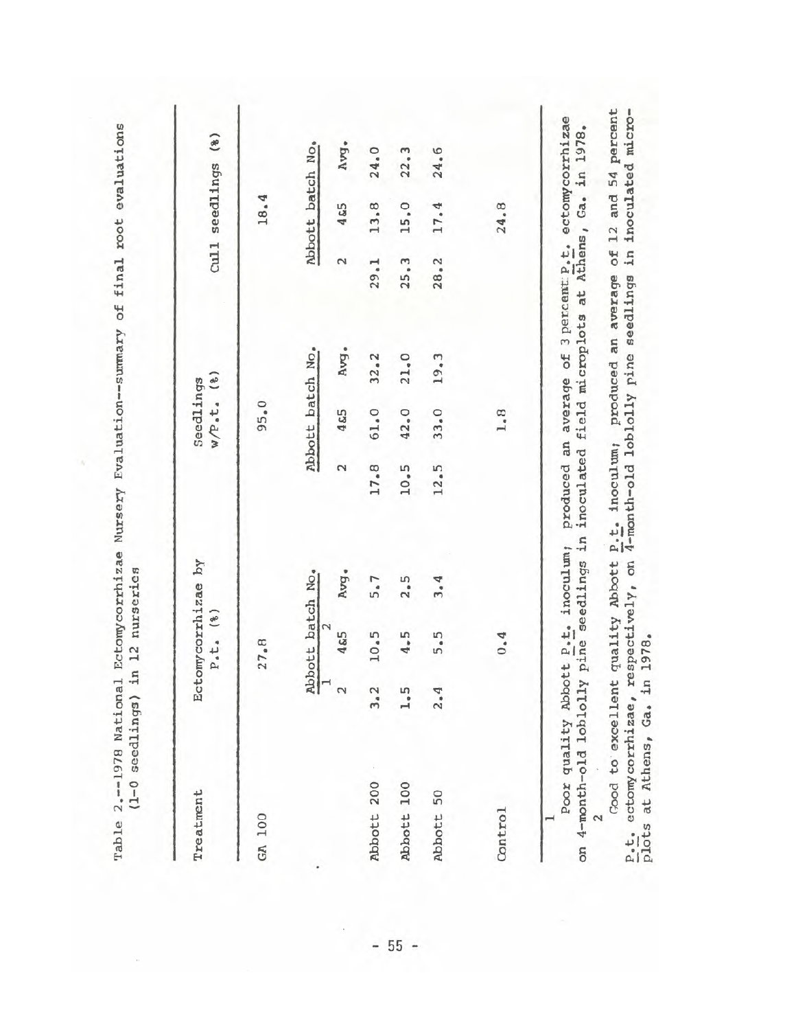Table 2.--1978 National Ectomycorrhizae Nursery Evaluation--summary of final root evaluations (1-0 seedlings) in 12 nurseries

| Treatment | Ectomycorrhizae by P.t. (%) | | | Seedlings w/P.t. (%) | | | Cull seedlings (%) | | |
|---|---|---|---|---|---|---|---|---|---|
| GA 100 | 27.8 | | | 95.0 | | | 18.4 | | |
| | Abbott batch No. | | | Abbott batch No. | | | Abbott batch No. | | |
| | 2[1] | 4&5[2] | Avg. | 2 | 4&5 | Avg. | 2 | 4&5 | Avg. |
| Abbott 200 | 3.2 | 10.5 | 5.7 | 17.8 | 61.0 | 32.2 | 29.1 | 13.8 | 24.0 |
| Abbott 100 | 1.5 | 4.5 | 2.5 | 10.5 | 42.0 | 21.0 | 25.3 | 15.0 | 22.3 |
| Abbott 50 | 2.4 | 5.5 | 3.4 | 12.5 | 33.0 | 19.3 | 28.2 | 17.4 | 24.6 |
| Control | 0.4 | | | 1.8 | | | 24.8 | | |

[1] Poor quality Abbott *P.t.* inoculum; produced an average of 3 percent *P.t.* ectomycorrhizae on 4-month-old loblolly pine seedlings in inoculated field microplots at Athens, Ga. in 1978.

[2] Good to excellent quality Abbott *P.t.* inoculum; produced an average of 12 and 54 percent *P.t.* ectomycorrhizae, respectively, on 4-month-old loblolly pine seedlings in inoculated microplots at Athens, Ga. in 1978.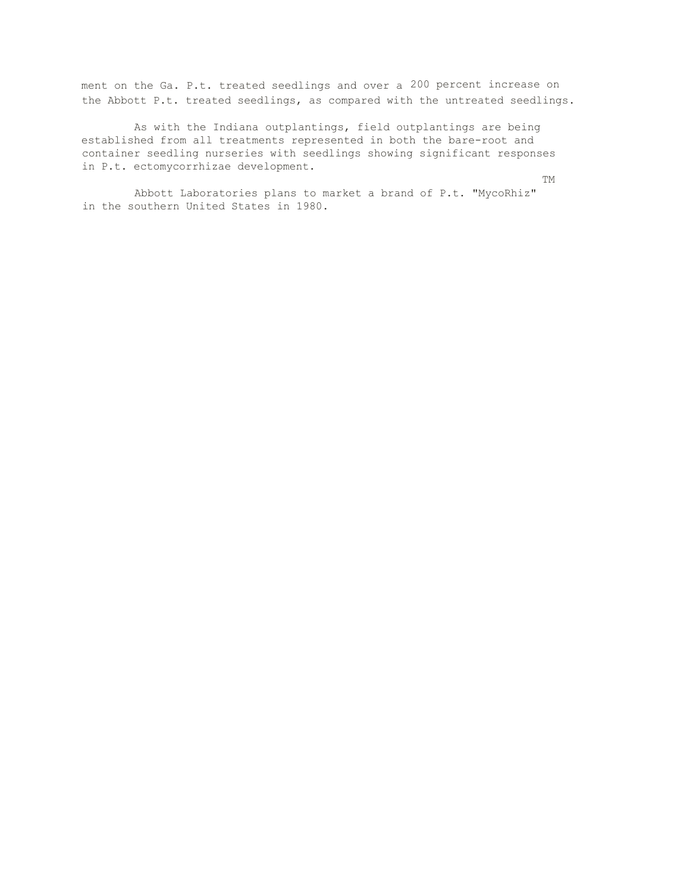ment on the Ga. P.t. treated seedlings and over a 200 percent increase on the Abbott P.t. treated seedlings, as compared with the untreated seedlings.

As with the Indiana outplantings, field outplantings are being established from all treatments represented in both the bare-root and container seedling nurseries with seedlings showing significant responses in P.t. ectomycorrhizae development.

Abbott Laboratories plans to market a brand of P.t. "MycoRhiz"™ in the southern United States in 1980.